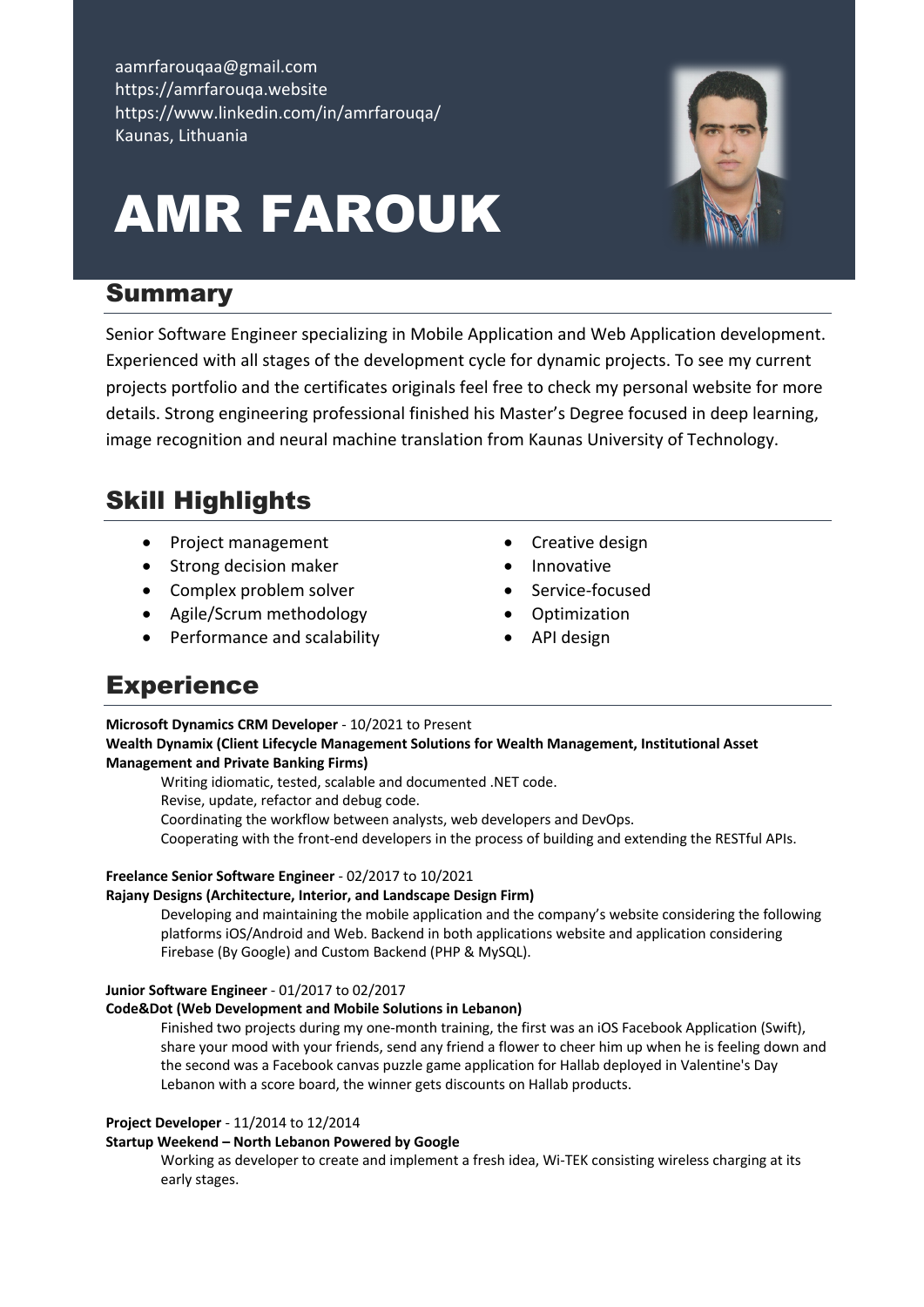aamrfarouqaa@gmail.com
https://amrfarouqa.website
https://www.linkedin.com/in/amrfarouqa/
Kaunas, Lithuania

# AMR FAROUK

## Summary

Senior Software Engineer specializing in Mobile Application and Web Application development. Experienced with all stages of the development cycle for dynamic projects. To see my current projects portfolio and the certificates originals feel free to check my personal website for more details. Strong engineering professional finished his Master's Degree focused in deep learning, image recognition and neural machine translation from Kaunas University of Technology.

## Skill Highlights

- Project management
- Strong decision maker
- Complex problem solver
- Agile/Scrum methodology
- Performance and scalability
- Creative design
- Innovative
- Service-focused
- Optimization
- API design

## Experience

**Microsoft Dynamics CRM Developer** - 10/2021 to Present
**Wealth Dynamix (Client Lifecycle Management Solutions for Wealth Management, Institutional Asset Management and Private Banking Firms)**

Writing idiomatic, tested, scalable and documented .NET code.
Revise, update, refactor and debug code.
Coordinating the workflow between analysts, web developers and DevOps.
Cooperating with the front-end developers in the process of building and extending the RESTful APIs.

**Freelance Senior Software Engineer** - 02/2017 to 10/2021
**Rajany Designs (Architecture, Interior, and Landscape Design Firm)**

Developing and maintaining the mobile application and the company's website considering the following platforms iOS/Android and Web. Backend in both applications website and application considering Firebase (By Google) and Custom Backend (PHP & MySQL).

**Junior Software Engineer** - 01/2017 to 02/2017
**Code&Dot (Web Development and Mobile Solutions in Lebanon)**

Finished two projects during my one-month training, the first was an iOS Facebook Application (Swift), share your mood with your friends, send any friend a flower to cheer him up when he is feeling down and the second was a Facebook canvas puzzle game application for Hallab deployed in Valentine's Day Lebanon with a score board, the winner gets discounts on Hallab products.

**Project Developer** - 11/2014 to 12/2014
**Startup Weekend – North Lebanon Powered by Google**

Working as developer to create and implement a fresh idea, Wi-TEK consisting wireless charging at its early stages.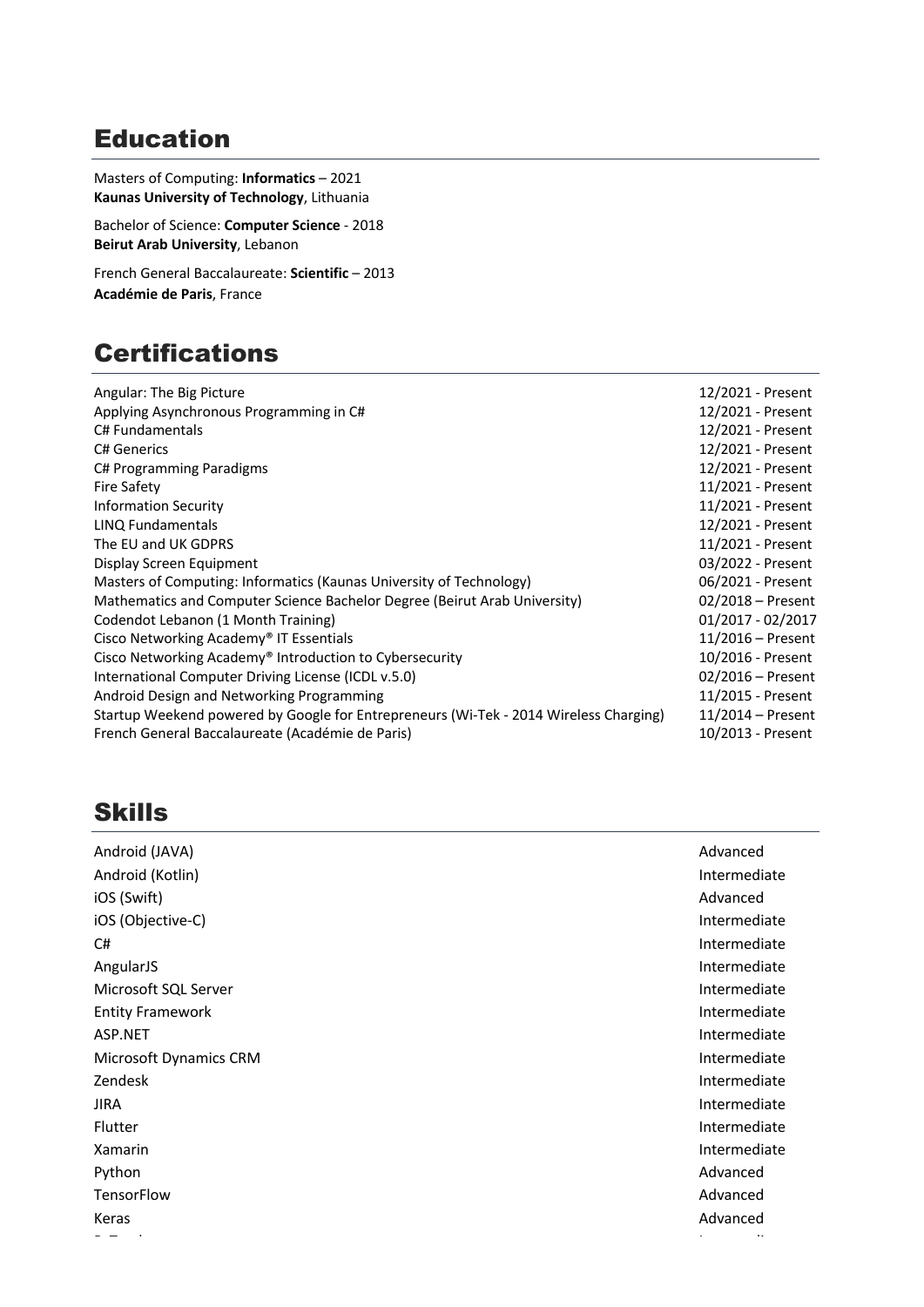## Education

Masters of Computing: **Informatics** – 2021
**Kaunas University of Technology**, Lithuania

Bachelor of Science: **Computer Science** - 2018
**Beirut Arab University**, Lebanon

French General Baccalaureate: **Scientific** – 2013
**Académie de Paris**, France

## Certifications

| | |
|---|---|
| Angular: The Big Picture | 12/2021 - Present |
| Applying Asynchronous Programming in C# | 12/2021 - Present |
| C# Fundamentals | 12/2021 - Present |
| C# Generics | 12/2021 - Present |
| C# Programming Paradigms | 12/2021 - Present |
| Fire Safety | 11/2021 - Present |
| Information Security | 11/2021 - Present |
| LINQ Fundamentals | 12/2021 - Present |
| The EU and UK GDPRS | 11/2021 - Present |
| Display Screen Equipment | 03/2022 - Present |
| Masters of Computing: Informatics (Kaunas University of Technology) | 06/2021 - Present |
| Mathematics and Computer Science Bachelor Degree (Beirut Arab University) | 02/2018 – Present |
| Codendot Lebanon (1 Month Training) | 01/2017 - 02/2017 |
| Cisco Networking Academy® IT Essentials | 11/2016 – Present |
| Cisco Networking Academy® Introduction to Cybersecurity | 10/2016 - Present |
| International Computer Driving License (ICDL v.5.0) | 02/2016 – Present |
| Android Design and Networking Programming | 11/2015 - Present |
| Startup Weekend powered by Google for Entrepreneurs (Wi-Tek - 2014 Wireless Charging) | 11/2014 – Present |
| French General Baccalaureate (Académie de Paris) | 10/2013 - Present |

## Skills

| | |
|---|---|
| Android (JAVA) | Advanced |
| Android (Kotlin) | Intermediate |
| iOS (Swift) | Advanced |
| iOS (Objective-C) | Intermediate |
| C# | Intermediate |
| AngularJS | Intermediate |
| Microsoft SQL Server | Intermediate |
| Entity Framework | Intermediate |
| ASP.NET | Intermediate |
| Microsoft Dynamics CRM | Intermediate |
| Zendesk | Intermediate |
| JIRA | Intermediate |
| Flutter | Intermediate |
| Xamarin | Intermediate |
| Python | Advanced |
| TensorFlow | Advanced |
| Keras | Advanced |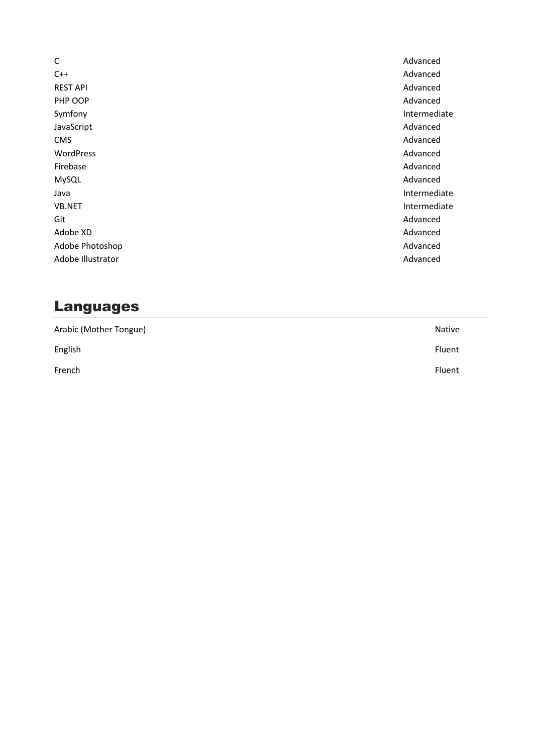| | |
|---|---|
| C | Advanced |
| C++ | Advanced |
| REST API | Advanced |
| PHP OOP | Advanced |
| Symfony | Intermediate |
| JavaScript | Advanced |
| CMS | Advanced |
| WordPress | Advanced |
| Firebase | Advanced |
| MySQL | Advanced |
| Java | Intermediate |
| VB.NET | Intermediate |
| Git | Advanced |
| Adobe XD | Advanced |
| Adobe Photoshop | Advanced |
| Adobe Illustrator | Advanced |

## Languages

| | |
|---|---|
| Arabic (Mother Tongue) | Native |
| English | Fluent |
| French | Fluent |